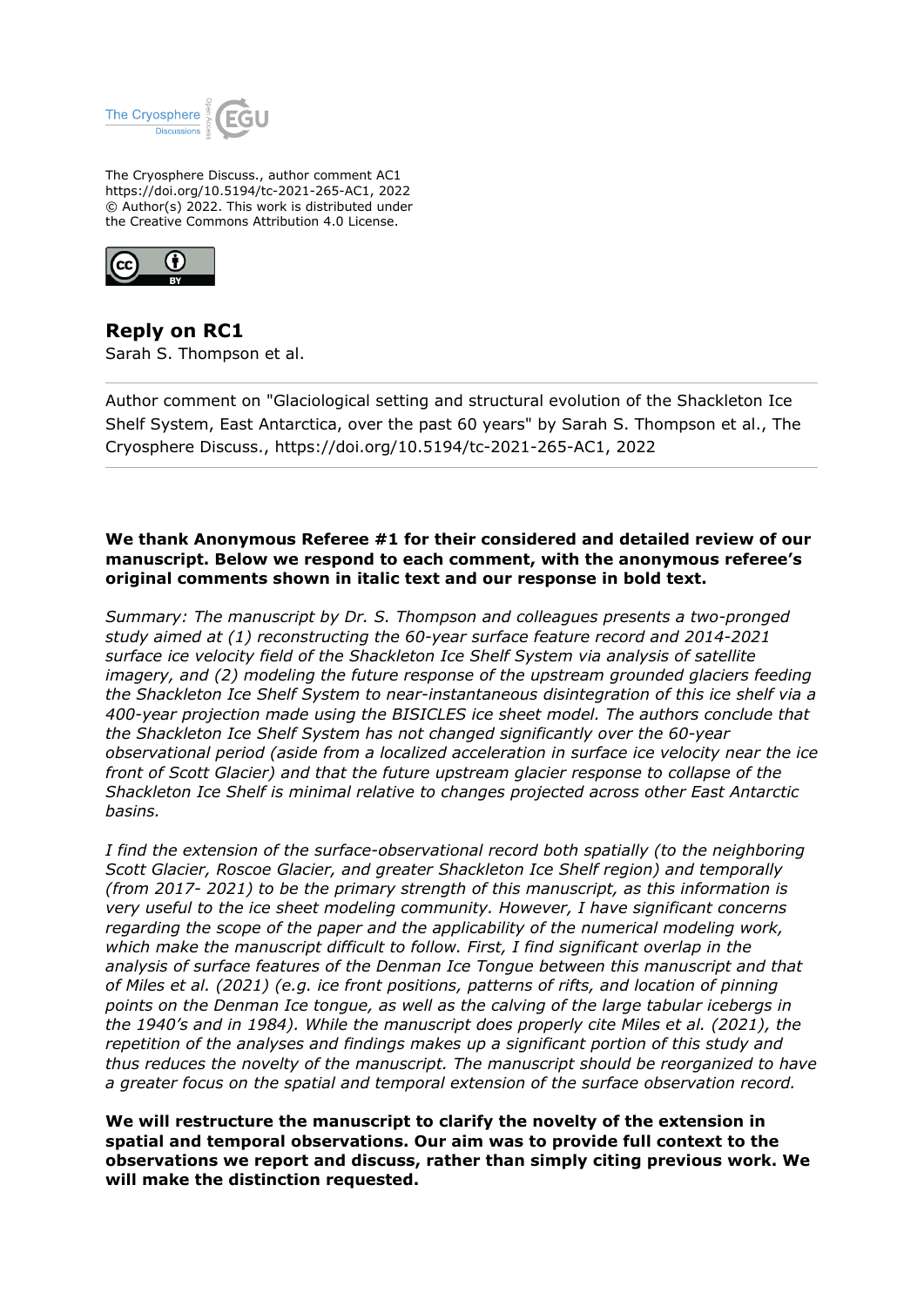The Cryosphere Discuss., author comment AC1
https://doi.org/10.5194/tc-2021-265-AC1, 2022
© Author(s) 2022. This work is distributed under
the Creative Commons Attribution 4.0 License.

## Reply on RC1

Sarah S. Thompson et al.

Author comment on "Glaciological setting and structural evolution of the Shackleton Ice Shelf System, East Antarctica, over the past 60 years" by Sarah S. Thompson et al., The Cryosphere Discuss., https://doi.org/10.5194/tc-2021-265-AC1, 2022

---

**We thank Anonymous Referee #1 for their considered and detailed review of our manuscript. Below we respond to each comment, with the anonymous referee's original comments shown in italic text and our response in bold text.**

*Summary: The manuscript by Dr. S. Thompson and colleagues presents a two-pronged study aimed at (1) reconstructing the 60-year surface feature record and 2014-2021 surface ice velocity field of the Shackleton Ice Shelf System via analysis of satellite imagery, and (2) modeling the future response of the upstream grounded glaciers feeding the Shackleton Ice Shelf System to near-instantaneous disintegration of this ice shelf via a 400-year projection made using the BISICLES ice sheet model. The authors conclude that the Shackleton Ice Shelf System has not changed significantly over the 60-year observational period (aside from a localized acceleration in surface ice velocity near the ice front of Scott Glacier) and that the future upstream glacier response to collapse of the Shackleton Ice Shelf is minimal relative to changes projected across other East Antarctic basins.*

*I find the extension of the surface-observational record both spatially (to the neighboring Scott Glacier, Roscoe Glacier, and greater Shackleton Ice Shelf region) and temporally (from 2017- 2021) to be the primary strength of this manuscript, as this information is very useful to the ice sheet modeling community. However, I have significant concerns regarding the scope of the paper and the applicability of the numerical modeling work, which make the manuscript difficult to follow. First, I find significant overlap in the analysis of surface features of the Denman Ice Tongue between this manuscript and that of Miles et al. (2021) (e.g. ice front positions, patterns of rifts, and location of pinning points on the Denman Ice tongue, as well as the calving of the large tabular icebergs in the 1940's and in 1984). While the manuscript does properly cite Miles et al. (2021), the repetition of the analyses and findings makes up a significant portion of this study and thus reduces the novelty of the manuscript. The manuscript should be reorganized to have a greater focus on the spatial and temporal extension of the surface observation record.*

**We will restructure the manuscript to clarify the novelty of the extension in spatial and temporal observations. Our aim was to provide full context to the observations we report and discuss, rather than simply citing previous work. We will make the distinction requested.**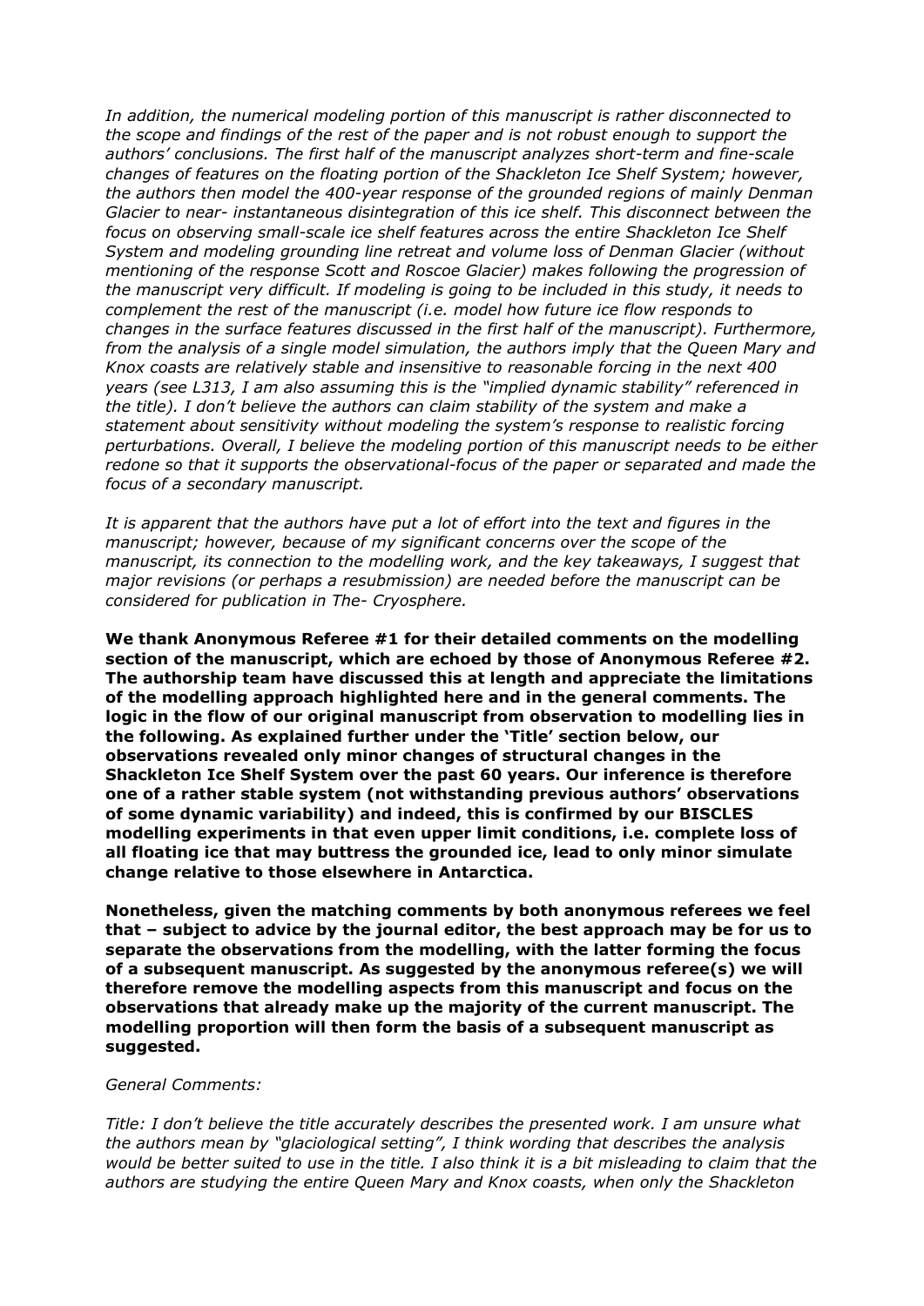*In addition, the numerical modeling portion of this manuscript is rather disconnected to the scope and findings of the rest of the paper and is not robust enough to support the authors' conclusions. The first half of the manuscript analyzes short-term and fine-scale changes of features on the floating portion of the Shackleton Ice Shelf System; however, the authors then model the 400-year response of the grounded regions of mainly Denman Glacier to near- instantaneous disintegration of this ice shelf. This disconnect between the focus on observing small-scale ice shelf features across the entire Shackleton Ice Shelf System and modeling grounding line retreat and volume loss of Denman Glacier (without mentioning of the response Scott and Roscoe Glacier) makes following the progression of the manuscript very difficult. If modeling is going to be included in this study, it needs to complement the rest of the manuscript (i.e. model how future ice flow responds to changes in the surface features discussed in the first half of the manuscript). Furthermore, from the analysis of a single model simulation, the authors imply that the Queen Mary and Knox coasts are relatively stable and insensitive to reasonable forcing in the next 400 years (see L313, I am also assuming this is the "implied dynamic stability" referenced in the title). I don't believe the authors can claim stability of the system and make a statement about sensitivity without modeling the system's response to realistic forcing perturbations. Overall, I believe the modeling portion of this manuscript needs to be either redone so that it supports the observational-focus of the paper or separated and made the focus of a secondary manuscript.*

*It is apparent that the authors have put a lot of effort into the text and figures in the manuscript; however, because of my significant concerns over the scope of the manuscript, its connection to the modelling work, and the key takeaways, I suggest that major revisions (or perhaps a resubmission) are needed before the manuscript can be considered for publication in The- Cryosphere.*

**We thank Anonymous Referee #1 for their detailed comments on the modelling section of the manuscript, which are echoed by those of Anonymous Referee #2. The authorship team have discussed this at length and appreciate the limitations of the modelling approach highlighted here and in the general comments. The logic in the flow of our original manuscript from observation to modelling lies in the following. As explained further under the 'Title' section below, our observations revealed only minor changes of structural changes in the Shackleton Ice Shelf System over the past 60 years. Our inference is therefore one of a rather stable system (not withstanding previous authors' observations of some dynamic variability) and indeed, this is confirmed by our BISCLES modelling experiments in that even upper limit conditions, i.e. complete loss of all floating ice that may buttress the grounded ice, lead to only minor simulate change relative to those elsewhere in Antarctica.**

**Nonetheless, given the matching comments by both anonymous referees we feel that – subject to advice by the journal editor, the best approach may be for us to separate the observations from the modelling, with the latter forming the focus of a subsequent manuscript. As suggested by the anonymous referee(s) we will therefore remove the modelling aspects from this manuscript and focus on the observations that already make up the majority of the current manuscript. The modelling proportion will then form the basis of a subsequent manuscript as suggested.**

*General Comments:*

*Title: I don't believe the title accurately describes the presented work. I am unsure what the authors mean by "glaciological setting", I think wording that describes the analysis would be better suited to use in the title. I also think it is a bit misleading to claim that the authors are studying the entire Queen Mary and Knox coasts, when only the Shackleton*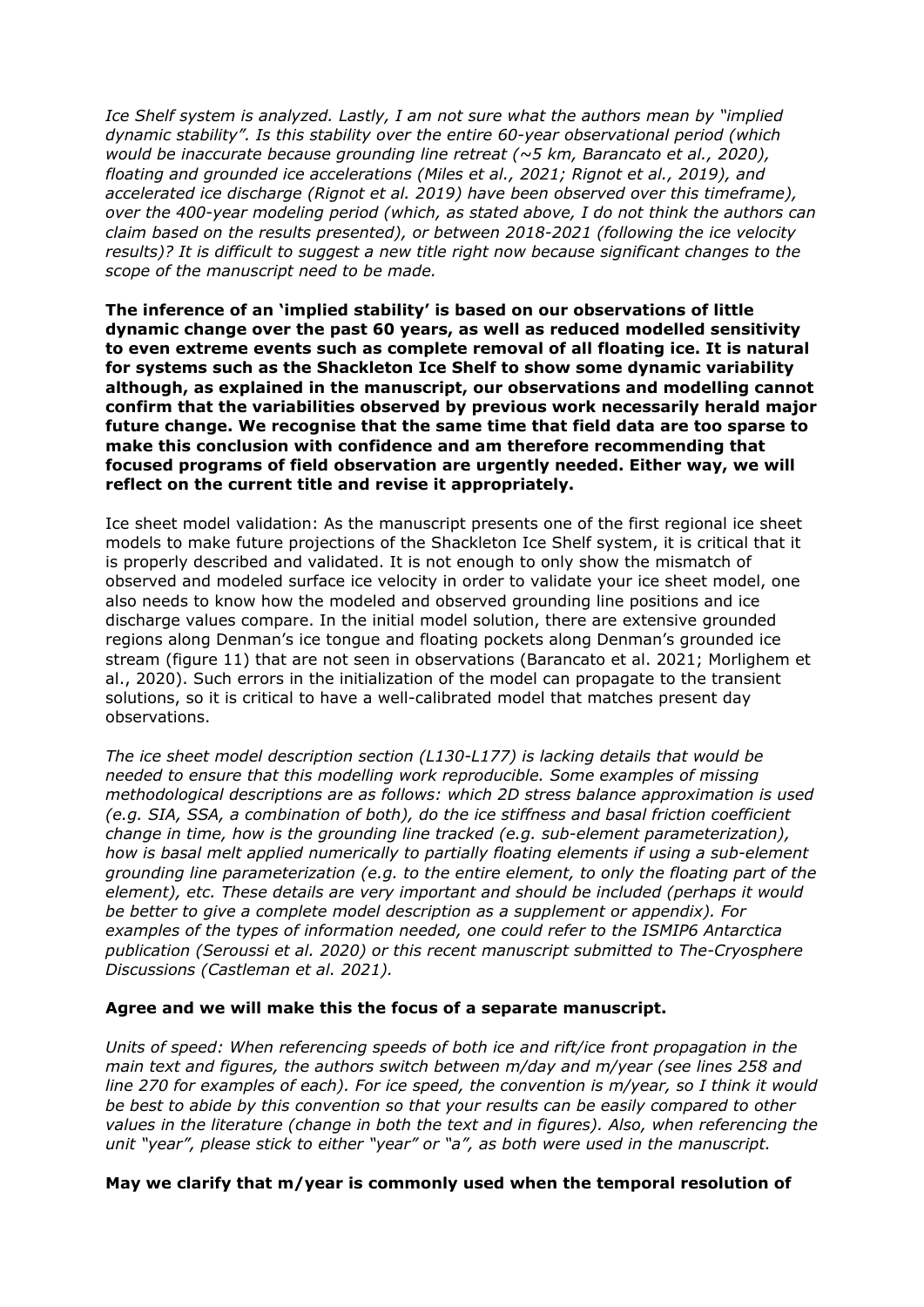*Ice Shelf system is analyzed. Lastly, I am not sure what the authors mean by "implied dynamic stability". Is this stability over the entire 60-year observational period (which would be inaccurate because grounding line retreat (~5 km, Barancato et al., 2020), floating and grounded ice accelerations (Miles et al., 2021; Rignot et al., 2019), and accelerated ice discharge (Rignot et al. 2019) have been observed over this timeframe), over the 400-year modeling period (which, as stated above, I do not think the authors can claim based on the results presented), or between 2018-2021 (following the ice velocity results)? It is difficult to suggest a new title right now because significant changes to the scope of the manuscript need to be made.*

**The inference of an 'implied stability' is based on our observations of little dynamic change over the past 60 years, as well as reduced modelled sensitivity to even extreme events such as complete removal of all floating ice. It is natural for systems such as the Shackleton Ice Shelf to show some dynamic variability although, as explained in the manuscript, our observations and modelling cannot confirm that the variabilities observed by previous work necessarily herald major future change. We recognise that the same time that field data are too sparse to make this conclusion with confidence and am therefore recommending that focused programs of field observation are urgently needed. Either way, we will reflect on the current title and revise it appropriately.**

Ice sheet model validation: As the manuscript presents one of the first regional ice sheet models to make future projections of the Shackleton Ice Shelf system, it is critical that it is properly described and validated. It is not enough to only show the mismatch of observed and modeled surface ice velocity in order to validate your ice sheet model, one also needs to know how the modeled and observed grounding line positions and ice discharge values compare. In the initial model solution, there are extensive grounded regions along Denman's ice tongue and floating pockets along Denman's grounded ice stream (figure 11) that are not seen in observations (Barancato et al. 2021; Morlighem et al., 2020). Such errors in the initialization of the model can propagate to the transient solutions, so it is critical to have a well-calibrated model that matches present day observations.

*The ice sheet model description section (L130-L177) is lacking details that would be needed to ensure that this modelling work reproducible. Some examples of missing methodological descriptions are as follows: which 2D stress balance approximation is used (e.g. SIA, SSA, a combination of both), do the ice stiffness and basal friction coefficient change in time, how is the grounding line tracked (e.g. sub-element parameterization), how is basal melt applied numerically to partially floating elements if using a sub-element grounding line parameterization (e.g. to the entire element, to only the floating part of the element), etc. These details are very important and should be included (perhaps it would be better to give a complete model description as a supplement or appendix). For examples of the types of information needed, one could refer to the ISMIP6 Antarctica publication (Seroussi et al. 2020) or this recent manuscript submitted to The-Cryosphere Discussions (Castleman et al. 2021).*

**Agree and we will make this the focus of a separate manuscript.**

*Units of speed: When referencing speeds of both ice and rift/ice front propagation in the main text and figures, the authors switch between m/day and m/year (see lines 258 and line 270 for examples of each). For ice speed, the convention is m/year, so I think it would be best to abide by this convention so that your results can be easily compared to other values in the literature (change in both the text and in figures). Also, when referencing the unit "year", please stick to either "year" or "a", as both were used in the manuscript.*

**May we clarify that m/year is commonly used when the temporal resolution of**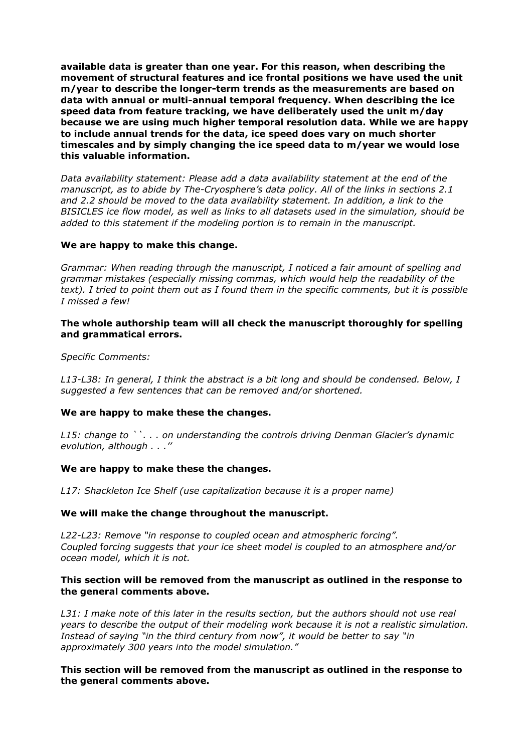**available data is greater than one year. For this reason, when describing the movement of structural features and ice frontal positions we have used the unit m/year to describe the longer-term trends as the measurements are based on data with annual or multi-annual temporal frequency. When describing the ice speed data from feature tracking, we have deliberately used the unit m/day because we are using much higher temporal resolution data. While we are happy to include annual trends for the data, ice speed does vary on much shorter timescales and by simply changing the ice speed data to m/year we would lose this valuable information.**

*Data availability statement: Please add a data availability statement at the end of the manuscript, as to abide by The-Cryosphere's data policy. All of the links in sections 2.1 and 2.2 should be moved to the data availability statement. In addition, a link to the BISICLES ice flow model, as well as links to all datasets used in the simulation, should be added to this statement if the modeling portion is to remain in the manuscript.*

**We are happy to make this change.**

*Grammar: When reading through the manuscript, I noticed a fair amount of spelling and grammar mistakes (especially missing commas, which would help the readability of the text). I tried to point them out as I found them in the specific comments, but it is possible I missed a few!*

**The whole authorship team will all check the manuscript thoroughly for spelling and grammatical errors.**

*Specific Comments:*

*L13-L38: In general, I think the abstract is a bit long and should be condensed. Below, I suggested a few sentences that can be removed and/or shortened.*

**We are happy to make these the changes.**

*L15: change to ``. . . on understanding the controls driving Denman Glacier's dynamic evolution, although . . .''*

**We are happy to make these the changes.**

*L17: Shackleton Ice Shelf (use capitalization because it is a proper name)*

**We will make the change throughout the manuscript.**

*L22-L23: Remove "in response to coupled ocean and atmospheric forcing". Coupled forcing suggests that your ice sheet model is coupled to an atmosphere and/or ocean model, which it is not.*

**This section will be removed from the manuscript as outlined in the response to the general comments above.**

*L31: I make note of this later in the results section, but the authors should not use real years to describe the output of their modeling work because it is not a realistic simulation. Instead of saying "in the third century from now", it would be better to say "in approximately 300 years into the model simulation."*

**This section will be removed from the manuscript as outlined in the response to the general comments above.**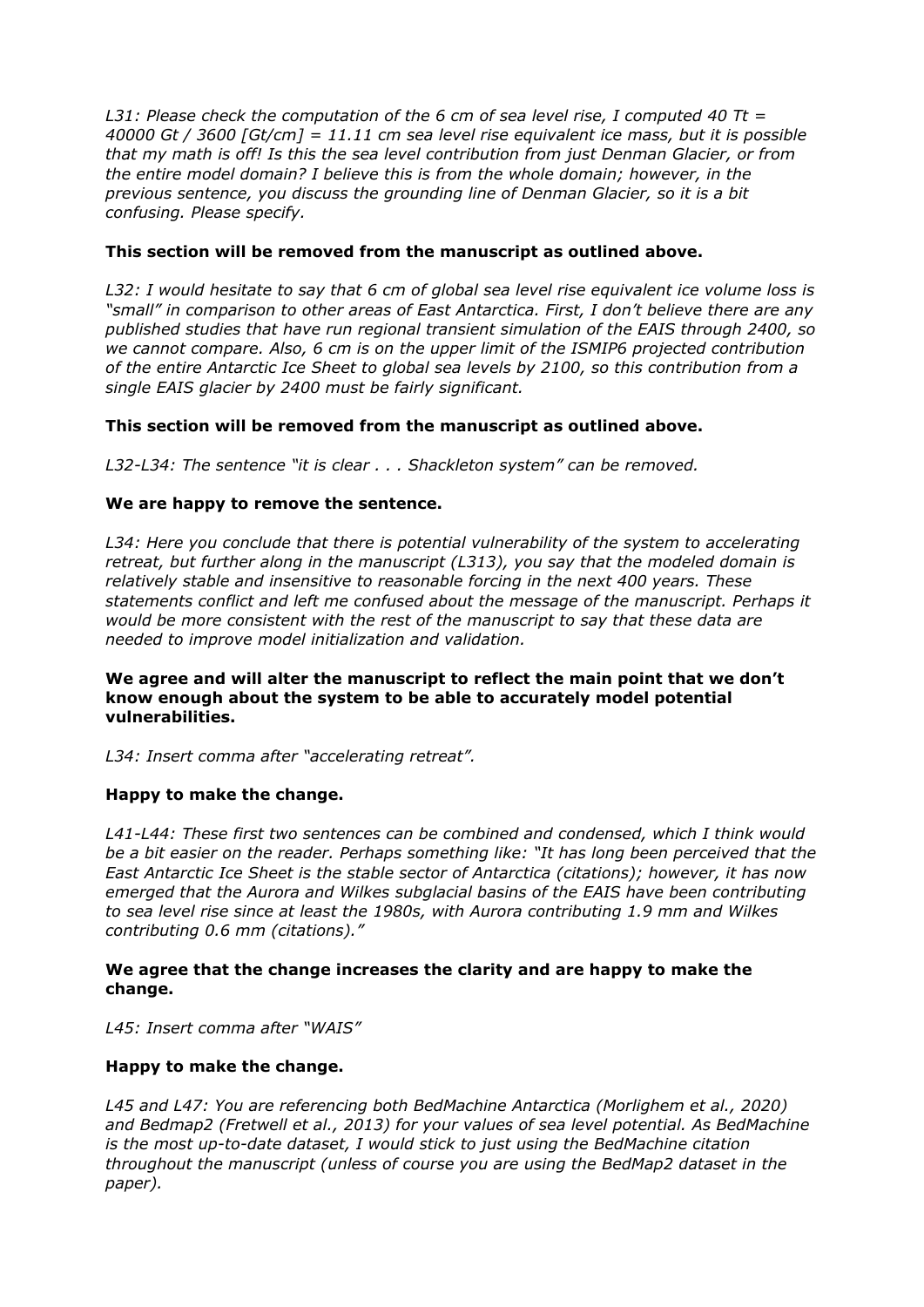*L31: Please check the computation of the 6 cm of sea level rise, I computed 40 Tt = 40000 Gt / 3600 [Gt/cm] = 11.11 cm sea level rise equivalent ice mass, but it is possible that my math is off! Is this the sea level contribution from just Denman Glacier, or from the entire model domain? I believe this is from the whole domain; however, in the previous sentence, you discuss the grounding line of Denman Glacier, so it is a bit confusing. Please specify.*

**This section will be removed from the manuscript as outlined above.**

*L32: I would hesitate to say that 6 cm of global sea level rise equivalent ice volume loss is "small" in comparison to other areas of East Antarctica. First, I don't believe there are any published studies that have run regional transient simulation of the EAIS through 2400, so we cannot compare. Also, 6 cm is on the upper limit of the ISMIP6 projected contribution of the entire Antarctic Ice Sheet to global sea levels by 2100, so this contribution from a single EAIS glacier by 2400 must be fairly significant.*

**This section will be removed from the manuscript as outlined above.**

*L32-L34: The sentence "it is clear . . . Shackleton system" can be removed.*

**We are happy to remove the sentence.**

*L34: Here you conclude that there is potential vulnerability of the system to accelerating retreat, but further along in the manuscript (L313), you say that the modeled domain is relatively stable and insensitive to reasonable forcing in the next 400 years. These statements conflict and left me confused about the message of the manuscript. Perhaps it would be more consistent with the rest of the manuscript to say that these data are needed to improve model initialization and validation.*

**We agree and will alter the manuscript to reflect the main point that we don't know enough about the system to be able to accurately model potential vulnerabilities.**

*L34: Insert comma after "accelerating retreat".*

**Happy to make the change.**

*L41-L44: These first two sentences can be combined and condensed, which I think would be a bit easier on the reader. Perhaps something like: "It has long been perceived that the East Antarctic Ice Sheet is the stable sector of Antarctica (citations); however, it has now emerged that the Aurora and Wilkes subglacial basins of the EAIS have been contributing to sea level rise since at least the 1980s, with Aurora contributing 1.9 mm and Wilkes contributing 0.6 mm (citations)."*

**We agree that the change increases the clarity and are happy to make the change.**

*L45: Insert comma after "WAIS"*

**Happy to make the change.**

*L45 and L47: You are referencing both BedMachine Antarctica (Morlighem et al., 2020) and Bedmap2 (Fretwell et al., 2013) for your values of sea level potential. As BedMachine is the most up-to-date dataset, I would stick to just using the BedMachine citation throughout the manuscript (unless of course you are using the BedMap2 dataset in the paper).*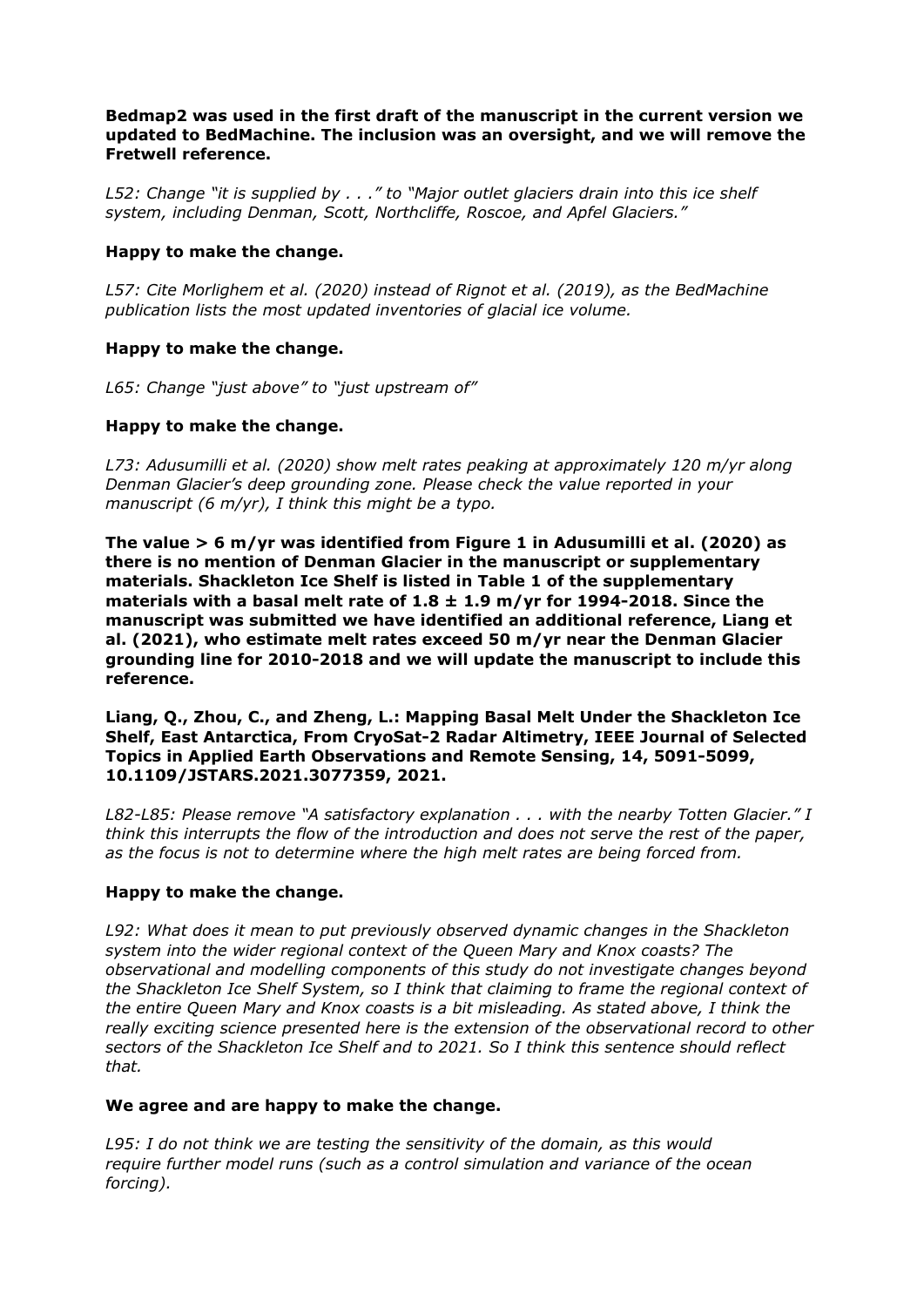**Bedmap2 was used in the first draft of the manuscript in the current version we updated to BedMachine. The inclusion was an oversight, and we will remove the Fretwell reference.**

*L52: Change "it is supplied by . . ." to "Major outlet glaciers drain into this ice shelf system, including Denman, Scott, Northcliffe, Roscoe, and Apfel Glaciers."*

**Happy to make the change.**

*L57: Cite Morlighem et al. (2020) instead of Rignot et al. (2019), as the BedMachine publication lists the most updated inventories of glacial ice volume.*

**Happy to make the change.**

*L65: Change "just above" to "just upstream of"*

**Happy to make the change.**

*L73: Adusumilli et al. (2020) show melt rates peaking at approximately 120 m/yr along Denman Glacier's deep grounding zone. Please check the value reported in your manuscript (6 m/yr), I think this might be a typo.*

**The value > 6 m/yr was identified from Figure 1 in Adusumilli et al. (2020) as there is no mention of Denman Glacier in the manuscript or supplementary materials. Shackleton Ice Shelf is listed in Table 1 of the supplementary materials with a basal melt rate of 1.8 ± 1.9 m/yr for 1994-2018. Since the manuscript was submitted we have identified an additional reference, Liang et al. (2021), who estimate melt rates exceed 50 m/yr near the Denman Glacier grounding line for 2010-2018 and we will update the manuscript to include this reference.**

**Liang, Q., Zhou, C., and Zheng, L.: Mapping Basal Melt Under the Shackleton Ice Shelf, East Antarctica, From CryoSat-2 Radar Altimetry, IEEE Journal of Selected Topics in Applied Earth Observations and Remote Sensing, 14, 5091-5099, 10.1109/JSTARS.2021.3077359, 2021.**

*L82-L85: Please remove "A satisfactory explanation . . . with the nearby Totten Glacier." I think this interrupts the flow of the introduction and does not serve the rest of the paper, as the focus is not to determine where the high melt rates are being forced from.*

**Happy to make the change.**

*L92: What does it mean to put previously observed dynamic changes in the Shackleton system into the wider regional context of the Queen Mary and Knox coasts? The observational and modelling components of this study do not investigate changes beyond the Shackleton Ice Shelf System, so I think that claiming to frame the regional context of the entire Queen Mary and Knox coasts is a bit misleading. As stated above, I think the really exciting science presented here is the extension of the observational record to other sectors of the Shackleton Ice Shelf and to 2021. So I think this sentence should reflect that.*

**We agree and are happy to make the change.**

*L95: I do not think we are testing the sensitivity of the domain, as this would require further model runs (such as a control simulation and variance of the ocean forcing).*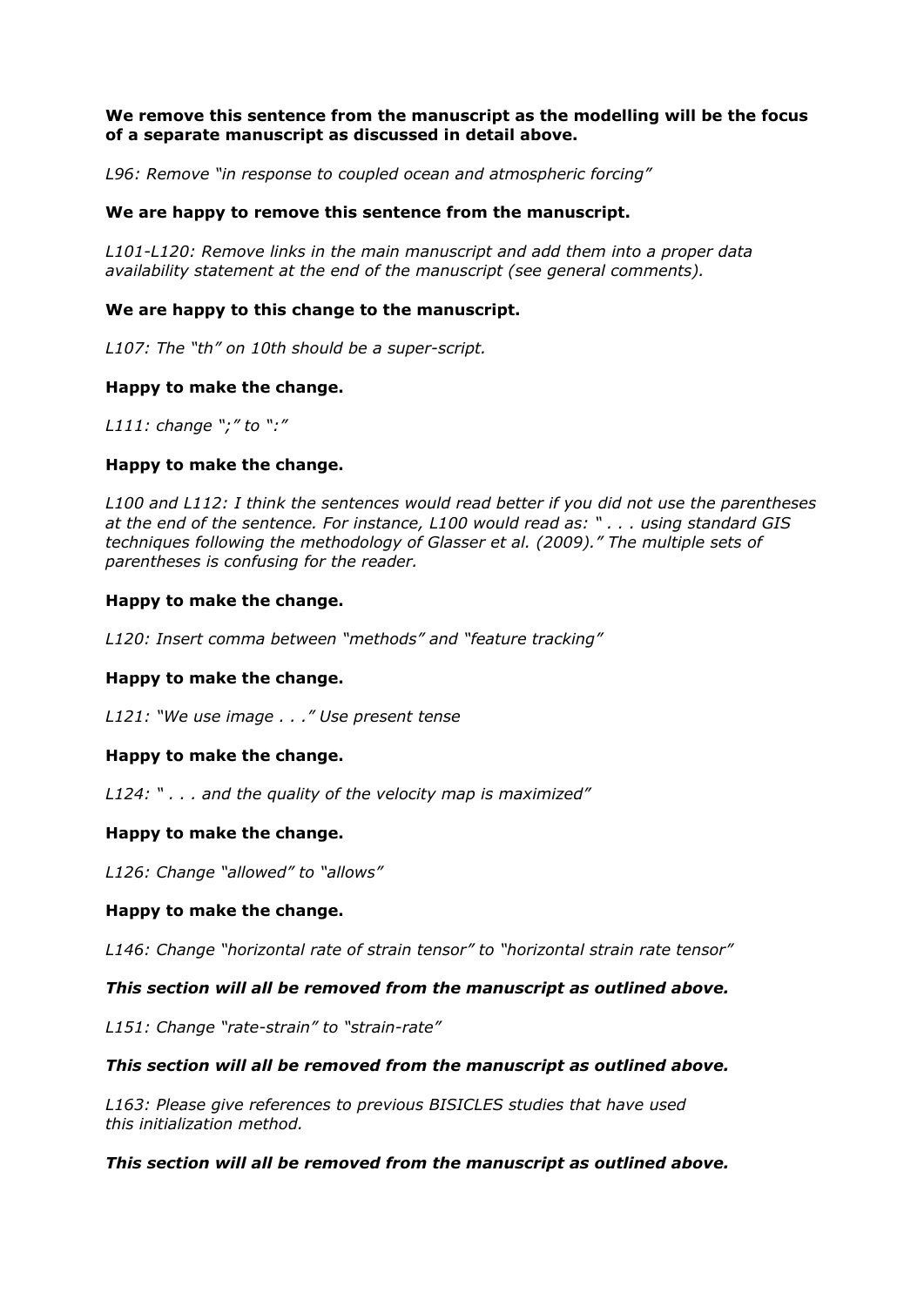**We remove this sentence from the manuscript as the modelling will be the focus of a separate manuscript as discussed in detail above.**

*L96: Remove "in response to coupled ocean and atmospheric forcing"*

**We are happy to remove this sentence from the manuscript.**

*L101-L120: Remove links in the main manuscript and add them into a proper data availability statement at the end of the manuscript (see general comments).*

**We are happy to this change to the manuscript.**

*L107: The "th" on 10th should be a super-script.*

**Happy to make the change.**

*L111: change ";" to ":"*

**Happy to make the change.**

*L100 and L112: I think the sentences would read better if you did not use the parentheses at the end of the sentence. For instance, L100 would read as: " . . . using standard GIS techniques following the methodology of Glasser et al. (2009)." The multiple sets of parentheses is confusing for the reader.*

**Happy to make the change.**

*L120: Insert comma between "methods" and "feature tracking"*

**Happy to make the change.**

*L121: "We use image . . ." Use present tense*

**Happy to make the change.**

*L124: " . . . and the quality of the velocity map is maximized"*

**Happy to make the change.**

*L126: Change "allowed" to "allows"*

**Happy to make the change.**

*L146: Change "horizontal rate of strain tensor" to "horizontal strain rate tensor"*

***This section will all be removed from the manuscript as outlined above.***

*L151: Change "rate-strain" to "strain-rate"*

***This section will all be removed from the manuscript as outlined above.***

*L163: Please give references to previous BISICLES studies that have used this initialization method.*

***This section will all be removed from the manuscript as outlined above.***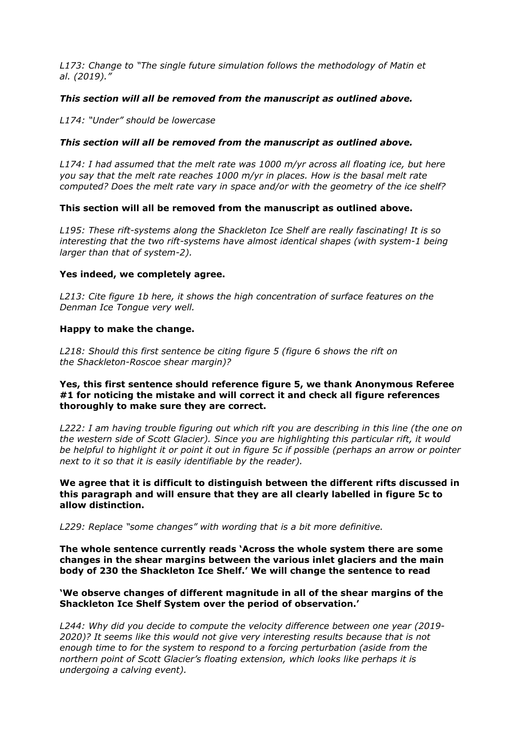*L173: Change to "The single future simulation follows the methodology of Matin et al. (2019)."*

***This section will all be removed from the manuscript as outlined above.***

*L174: "Under" should be lowercase*

***This section will all be removed from the manuscript as outlined above.***

*L174: I had assumed that the melt rate was 1000 m/yr across all floating ice, but here you say that the melt rate reaches 1000 m/yr in places. How is the basal melt rate computed? Does the melt rate vary in space and/or with the geometry of the ice shelf?*

**This section will all be removed from the manuscript as outlined above.**

*L195: These rift-systems along the Shackleton Ice Shelf are really fascinating! It is so interesting that the two rift-systems have almost identical shapes (with system-1 being larger than that of system-2).*

**Yes indeed, we completely agree.**

*L213: Cite figure 1b here, it shows the high concentration of surface features on the Denman Ice Tongue very well.*

**Happy to make the change.**

*L218: Should this first sentence be citing figure 5 (figure 6 shows the rift on the Shackleton-Roscoe shear margin)?*

**Yes, this first sentence should reference figure 5, we thank Anonymous Referee #1 for noticing the mistake and will correct it and check all figure references thoroughly to make sure they are correct.**

*L222: I am having trouble figuring out which rift you are describing in this line (the one on the western side of Scott Glacier). Since you are highlighting this particular rift, it would be helpful to highlight it or point it out in figure 5c if possible (perhaps an arrow or pointer next to it so that it is easily identifiable by the reader).*

**We agree that it is difficult to distinguish between the different rifts discussed in this paragraph and will ensure that they are all clearly labelled in figure 5c to allow distinction.**

*L229: Replace "some changes" with wording that is a bit more definitive.*

**The whole sentence currently reads 'Across the whole system there are some changes in the shear margins between the various inlet glaciers and the main body of 230 the Shackleton Ice Shelf.' We will change the sentence to read**

**'We observe changes of different magnitude in all of the shear margins of the Shackleton Ice Shelf System over the period of observation.'**

*L244: Why did you decide to compute the velocity difference between one year (2019-2020)? It seems like this would not give very interesting results because that is not enough time to for the system to respond to a forcing perturbation (aside from the northern point of Scott Glacier's floating extension, which looks like perhaps it is undergoing a calving event).*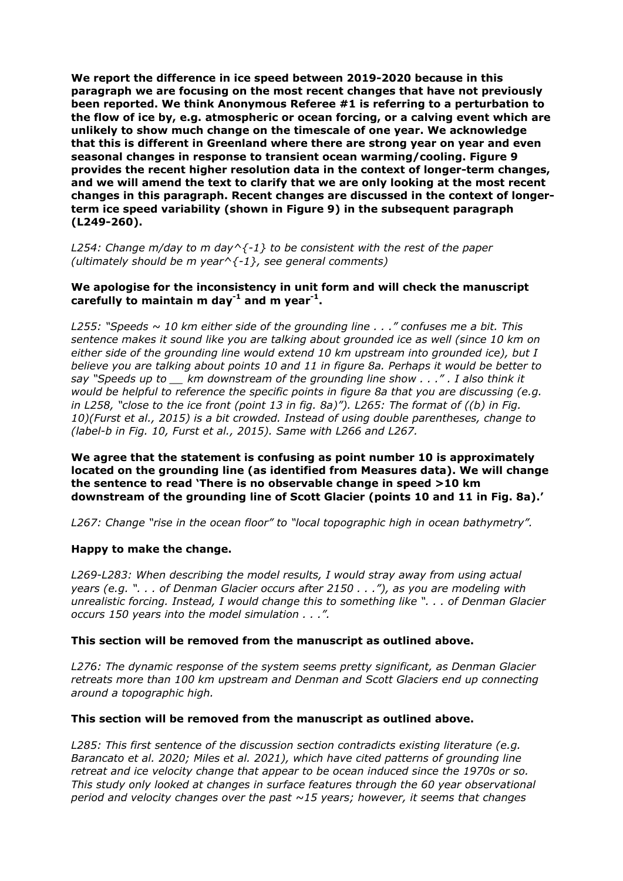**We report the difference in ice speed between 2019-2020 because in this paragraph we are focusing on the most recent changes that have not previously been reported. We think Anonymous Referee #1 is referring to a perturbation to the flow of ice by, e.g. atmospheric or ocean forcing, or a calving event which are unlikely to show much change on the timescale of one year. We acknowledge that this is different in Greenland where there are strong year on year and even seasonal changes in response to transient ocean warming/cooling. Figure 9 provides the recent higher resolution data in the context of longer-term changes, and we will amend the text to clarify that we are only looking at the most recent changes in this paragraph. Recent changes are discussed in the context of longer-term ice speed variability (shown in Figure 9) in the subsequent paragraph (L249-260).**

*L254: Change m/day to m day^{-1} to be consistent with the rest of the paper (ultimately should be m year^{-1}, see general comments)*

**We apologise for the inconsistency in unit form and will check the manuscript carefully to maintain m day$^{-1}$ and m year$^{-1}$.**

*L255: "Speeds ~ 10 km either side of the grounding line . . ." confuses me a bit. This sentence makes it sound like you are talking about grounded ice as well (since 10 km on either side of the grounding line would extend 10 km upstream into grounded ice), but I believe you are talking about points 10 and 11 in figure 8a. Perhaps it would be better to say "Speeds up to __ km downstream of the grounding line show . . ." . I also think it would be helpful to reference the specific points in figure 8a that you are discussing (e.g. in L258, "close to the ice front (point 13 in fig. 8a)"). L265: The format of ((b) in Fig. 10)(Furst et al., 2015) is a bit crowded. Instead of using double parentheses, change to (label-b in Fig. 10, Furst et al., 2015). Same with L266 and L267.*

**We agree that the statement is confusing as point number 10 is approximately located on the grounding line (as identified from Measures data). We will change the sentence to read 'There is no observable change in speed >10 km downstream of the grounding line of Scott Glacier (points 10 and 11 in Fig. 8a).'**

*L267: Change "rise in the ocean floor" to "local topographic high in ocean bathymetry".*

**Happy to make the change.**

*L269-L283: When describing the model results, I would stray away from using actual years (e.g. ". . . of Denman Glacier occurs after 2150 . . ."), as you are modeling with unrealistic forcing. Instead, I would change this to something like ". . . of Denman Glacier occurs 150 years into the model simulation . . .".*

**This section will be removed from the manuscript as outlined above.**

*L276: The dynamic response of the system seems pretty significant, as Denman Glacier retreats more than 100 km upstream and Denman and Scott Glaciers end up connecting around a topographic high.*

**This section will be removed from the manuscript as outlined above.**

*L285: This first sentence of the discussion section contradicts existing literature (e.g. Barancato et al. 2020; Miles et al. 2021), which have cited patterns of grounding line retreat and ice velocity change that appear to be ocean induced since the 1970s or so. This study only looked at changes in surface features through the 60 year observational period and velocity changes over the past ~15 years; however, it seems that changes*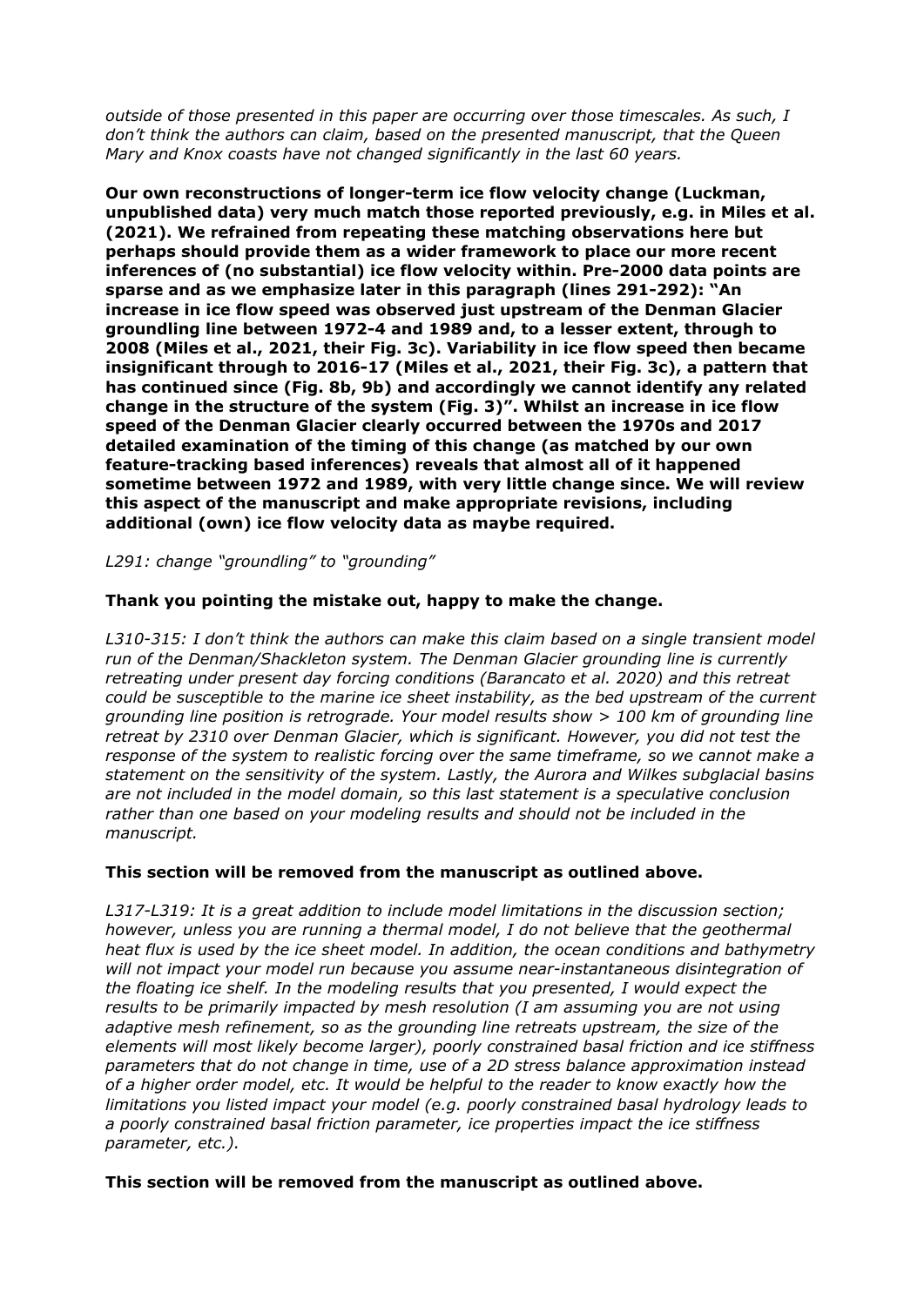*outside of those presented in this paper are occurring over those timescales. As such, I don't think the authors can claim, based on the presented manuscript, that the Queen Mary and Knox coasts have not changed significantly in the last 60 years.*

**Our own reconstructions of longer-term ice flow velocity change (Luckman, unpublished data) very much match those reported previously, e.g. in Miles et al. (2021). We refrained from repeating these matching observations here but perhaps should provide them as a wider framework to place our more recent inferences of (no substantial) ice flow velocity within. Pre-2000 data points are sparse and as we emphasize later in this paragraph (lines 291-292): "An increase in ice flow speed was observed just upstream of the Denman Glacier groundling line between 1972-4 and 1989 and, to a lesser extent, through to 2008 (Miles et al., 2021, their Fig. 3c). Variability in ice flow speed then became insignificant through to 2016-17 (Miles et al., 2021, their Fig. 3c), a pattern that has continued since (Fig. 8b, 9b) and accordingly we cannot identify any related change in the structure of the system (Fig. 3)". Whilst an increase in ice flow speed of the Denman Glacier clearly occurred between the 1970s and 2017 detailed examination of the timing of this change (as matched by our own feature-tracking based inferences) reveals that almost all of it happened sometime between 1972 and 1989, with very little change since. We will review this aspect of the manuscript and make appropriate revisions, including additional (own) ice flow velocity data as maybe required.**

*L291: change "groundling" to "grounding"*

**Thank you pointing the mistake out, happy to make the change.**

*L310-315: I don't think the authors can make this claim based on a single transient model run of the Denman/Shackleton system. The Denman Glacier grounding line is currently retreating under present day forcing conditions (Barancato et al. 2020) and this retreat could be susceptible to the marine ice sheet instability, as the bed upstream of the current grounding line position is retrograde. Your model results show > 100 km of grounding line retreat by 2310 over Denman Glacier, which is significant. However, you did not test the response of the system to realistic forcing over the same timeframe, so we cannot make a statement on the sensitivity of the system. Lastly, the Aurora and Wilkes subglacial basins are not included in the model domain, so this last statement is a speculative conclusion rather than one based on your modeling results and should not be included in the manuscript.*

**This section will be removed from the manuscript as outlined above.**

*L317-L319: It is a great addition to include model limitations in the discussion section; however, unless you are running a thermal model, I do not believe that the geothermal heat flux is used by the ice sheet model. In addition, the ocean conditions and bathymetry will not impact your model run because you assume near-instantaneous disintegration of the floating ice shelf. In the modeling results that you presented, I would expect the results to be primarily impacted by mesh resolution (I am assuming you are not using adaptive mesh refinement, so as the grounding line retreats upstream, the size of the elements will most likely become larger), poorly constrained basal friction and ice stiffness parameters that do not change in time, use of a 2D stress balance approximation instead of a higher order model, etc. It would be helpful to the reader to know exactly how the limitations you listed impact your model (e.g. poorly constrained basal hydrology leads to a poorly constrained basal friction parameter, ice properties impact the ice stiffness parameter, etc.).*

**This section will be removed from the manuscript as outlined above.**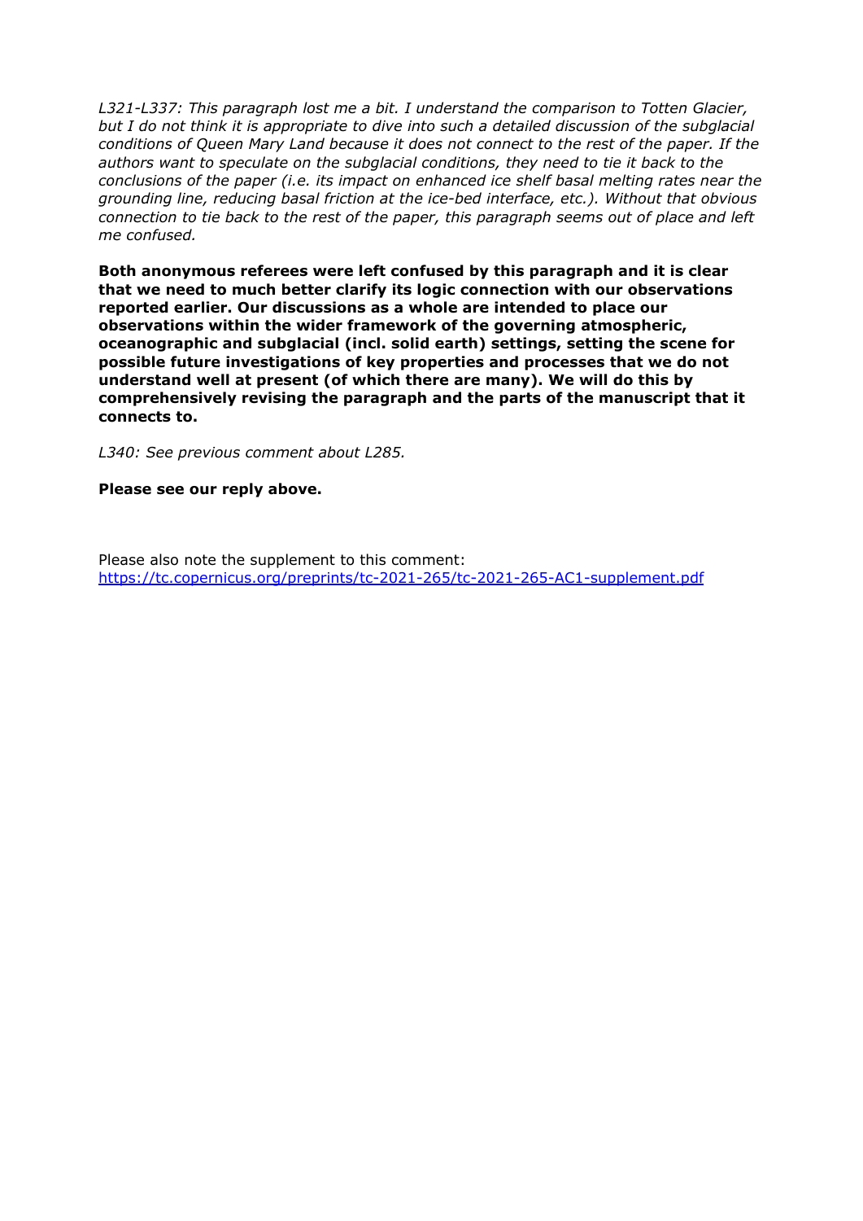*L321-L337: This paragraph lost me a bit. I understand the comparison to Totten Glacier, but I do not think it is appropriate to dive into such a detailed discussion of the subglacial conditions of Queen Mary Land because it does not connect to the rest of the paper. If the authors want to speculate on the subglacial conditions, they need to tie it back to the conclusions of the paper (i.e. its impact on enhanced ice shelf basal melting rates near the grounding line, reducing basal friction at the ice-bed interface, etc.). Without that obvious connection to tie back to the rest of the paper, this paragraph seems out of place and left me confused.*

**Both anonymous referees were left confused by this paragraph and it is clear that we need to much better clarify its logic connection with our observations reported earlier. Our discussions as a whole are intended to place our observations within the wider framework of the governing atmospheric, oceanographic and subglacial (incl. solid earth) settings, setting the scene for possible future investigations of key properties and processes that we do not understand well at present (of which there are many). We will do this by comprehensively revising the paragraph and the parts of the manuscript that it connects to.**

*L340: See previous comment about L285.*

**Please see our reply above.**

Please also note the supplement to this comment:
https://tc.copernicus.org/preprints/tc-2021-265/tc-2021-265-AC1-supplement.pdf